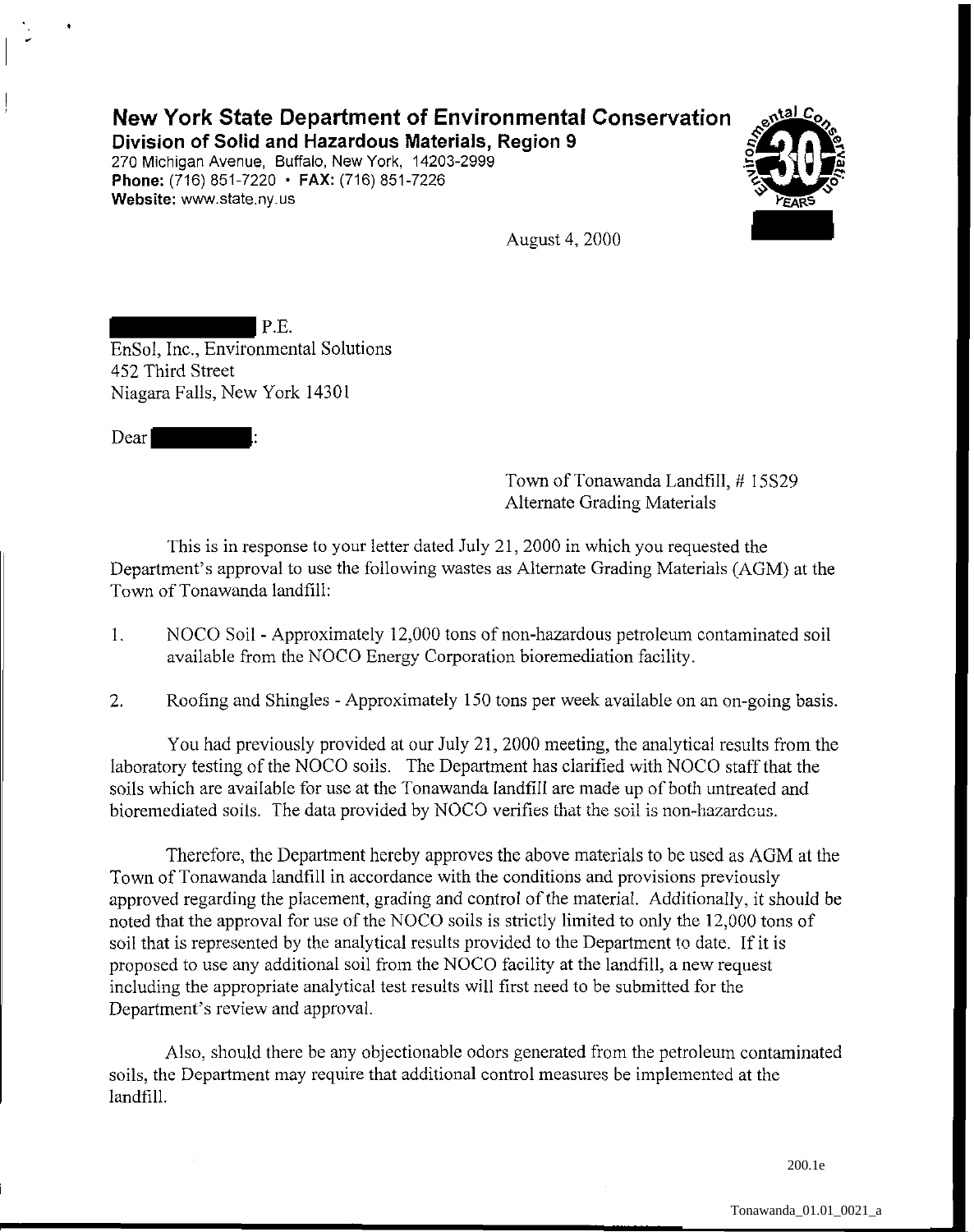## New York State Department of Environmental Conservation

**Division of Solid and Hazardous Materials, Region 9**
270 Michigan Avenue, Buffalo, New York, 14203-2999
**Phone:** (716) 851-7220 • **FAX:** (716) 851-7226
**Website:** www.state.ny.us

August 4, 2000

P.E.
EnSol, Inc., Environmental Solutions
452 Third Street
Niagara Falls, New York 14301

Dear :

Town of Tonawanda Landfill, # 15S29
Alternate Grading Materials

This is in response to your letter dated July 21, 2000 in which you requested the Department's approval to use the following wastes as Alternate Grading Materials (AGM) at the Town of Tonawanda landfill:

1. NOCO Soil - Approximately 12,000 tons of non-hazardous petroleum contaminated soil available from the NOCO Energy Corporation bioremediation facility.

2. Roofing and Shingles - Approximately 150 tons per week available on an on-going basis.

You had previously provided at our July 21, 2000 meeting, the analytical results from the laboratory testing of the NOCO soils. The Department has clarified with NOCO staff that the soils which are available for use at the Tonawanda landfill are made up of both untreated and bioremediated soils. The data provided by NOCO verifies that the soil is non-hazardous.

Therefore, the Department hereby approves the above materials to be used as AGM at the Town of Tonawanda landfill in accordance with the conditions and provisions previously approved regarding the placement, grading and control of the material. Additionally, it should be noted that the approval for use of the NOCO soils is strictly limited to only the 12,000 tons of soil that is represented by the analytical results provided to the Department to date. If it is proposed to use any additional soil from the NOCO facility at the landfill, a new request including the appropriate analytical test results will first need to be submitted for the Department's review and approval.

Also, should there be any objectionable odors generated from the petroleum contaminated soils, the Department may require that additional control measures be implemented at the landfill.

200.1e

Tonawanda_01.01_0021_a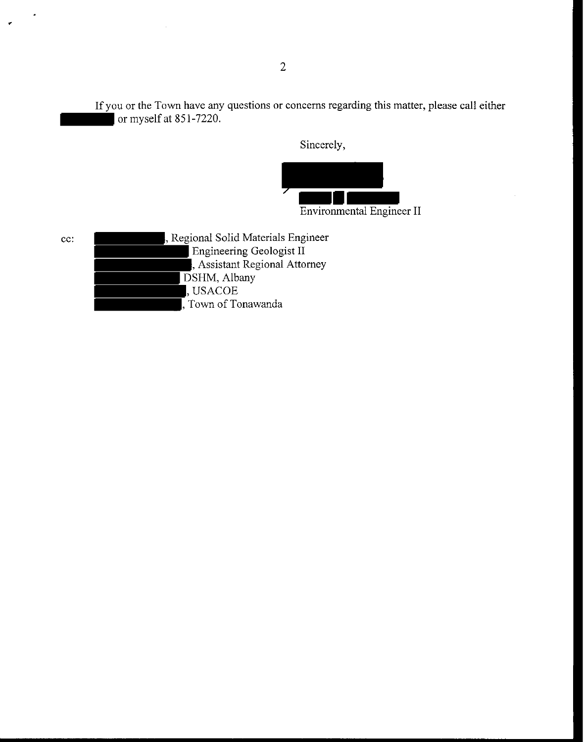If you or the Town have any questions or concerns regarding this matter, please call either [REDACTED] or myself at 851-7220.

Sincerely,

[REDACTED]

[REDACTED]
Environmental Engineer II

cc: [REDACTED], Regional Solid Materials Engineer
[REDACTED] Engineering Geologist II
[REDACTED], Assistant Regional Attorney
[REDACTED] DSHM, Albany
[REDACTED], USACOE
[REDACTED], Town of Tonawanda